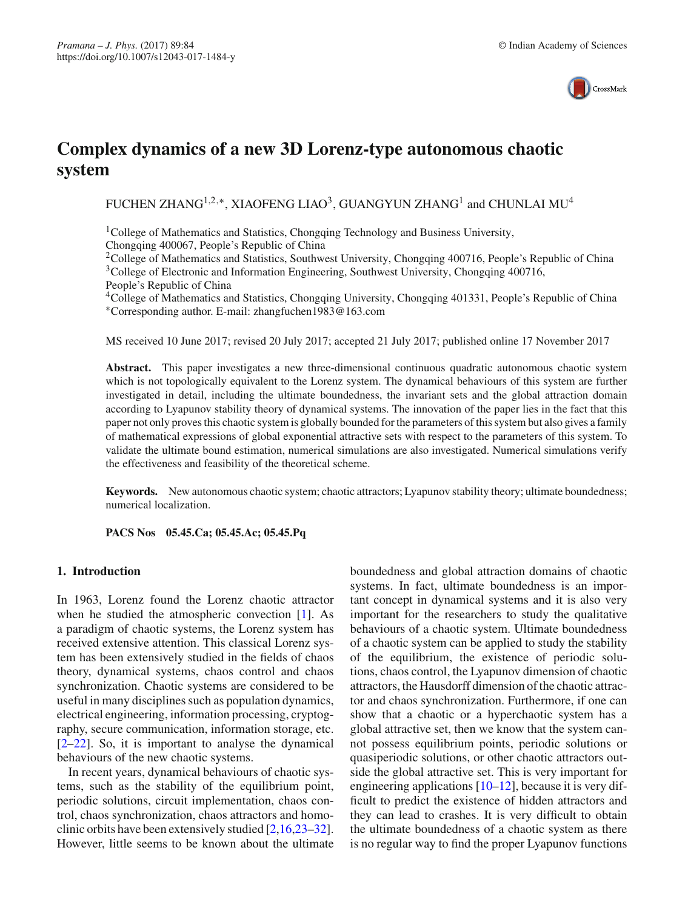# Complex dynamics of a new 3D Lorenz-type autonomous chaotic system

FUCHEN ZHANG[1,2,*], XIAOFENG LIAO[3], GUANGYUN ZHANG[1] and CHUNLAI MU[4]

[1]College of Mathematics and Statistics, Chongqing Technology and Business University, Chongqing 400067, People's Republic of China
[2]College of Mathematics and Statistics, Southwest University, Chongqing 400716, People's Republic of China
[3]College of Electronic and Information Engineering, Southwest University, Chongqing 400716, People's Republic of China
[4]College of Mathematics and Statistics, Chongqing University, Chongqing 401331, People's Republic of China
*Corresponding author. E-mail: zhangfuchen1983@163.com

MS received 10 June 2017; revised 20 July 2017; accepted 21 July 2017; published online 17 November 2017

**Abstract.** This paper investigates a new three-dimensional continuous quadratic autonomous chaotic system which is not topologically equivalent to the Lorenz system. The dynamical behaviours of this system are further investigated in detail, including the ultimate boundedness, the invariant sets and the global attraction domain according to Lyapunov stability theory of dynamical systems. The innovation of the paper lies in the fact that this paper not only proves this chaotic system is globally bounded for the parameters of this system but also gives a family of mathematical expressions of global exponential attractive sets with respect to the parameters of this system. To validate the ultimate bound estimation, numerical simulations are also investigated. Numerical simulations verify the effectiveness and feasibility of the theoretical scheme.

**Keywords.** New autonomous chaotic system; chaotic attractors; Lyapunov stability theory; ultimate boundedness; numerical localization.

**PACS Nos** 05.45.Ca; 05.45.Ac; 05.45.Pq

## 1. Introduction

In 1963, Lorenz found the Lorenz chaotic attractor when he studied the atmospheric convection [1]. As a paradigm of chaotic systems, the Lorenz system has received extensive attention. This classical Lorenz system has been extensively studied in the fields of chaos theory, dynamical systems, chaos control and chaos synchronization. Chaotic systems are considered to be useful in many disciplines such as population dynamics, electrical engineering, information processing, cryptography, secure communication, information storage, etc. [2–22]. So, it is important to analyse the dynamical behaviours of the new chaotic systems.

In recent years, dynamical behaviours of chaotic systems, such as the stability of the equilibrium point, periodic solutions, circuit implementation, chaos control, chaos synchronization, chaos attractors and homoclinic orbits have been extensively studied [2,16,23–32]. However, little seems to be known about the ultimate boundedness and global attraction domains of chaotic systems. In fact, ultimate boundedness is an important concept in dynamical systems and it is also very important for the researchers to study the qualitative behaviours of a chaotic system. Ultimate boundedness of a chaotic system can be applied to study the stability of the equilibrium, the existence of periodic solutions, chaos control, the Lyapunov dimension of chaotic attractors, the Hausdorff dimension of the chaotic attractor and chaos synchronization. Furthermore, if one can show that a chaotic or a hyperchaotic system has a global attractive set, then we know that the system cannot possess equilibrium points, periodic solutions or quasiperiodic solutions, or other chaotic attractors outside the global attractive set. This is very important for engineering applications [10–12], because it is very difficult to predict the existence of hidden attractors and they can lead to crashes. It is very difficult to obtain the ultimate boundedness of a chaotic system as there is no regular way to find the proper Lyapunov functions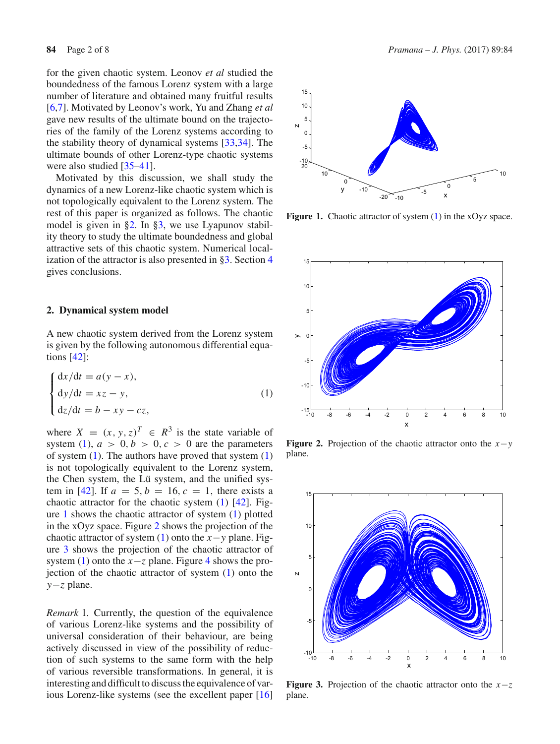for the given chaotic system. Leonov *et al* studied the boundedness of the famous Lorenz system with a large number of literature and obtained many fruitful results [6,7]. Motivated by Leonov's work, Yu and Zhang *et al* gave new results of the ultimate bound on the trajectories of the family of the Lorenz systems according to the stability theory of dynamical systems [33,34]. The ultimate bounds of other Lorenz-type chaotic systems were also studied [35–41].

Motivated by this discussion, we shall study the dynamics of a new Lorenz-like chaotic system which is not topologically equivalent to the Lorenz system. The rest of this paper is organized as follows. The chaotic model is given in §2. In §3, we use Lyapunov stability theory to study the ultimate boundedness and global attractive sets of this chaotic system. Numerical localization of the attractor is also presented in §3. Section 4 gives conclusions.

## 2. Dynamical system model

A new chaotic system derived from the Lorenz system is given by the following autonomous differential equations [42]:

$$\begin{cases} \mathrm{d}x/\mathrm{d}t = a(y-x), \\ \mathrm{d}y/\mathrm{d}t = xz - y, \\ \mathrm{d}z/\mathrm{d}t = b - xy - cz, \end{cases} \tag{1}$$

where $X = (x, y, z)^T \in R^3$ is the state variable of system (1), $a > 0, b > 0, c > 0$ are the parameters of system (1). The authors have proved that system (1) is not topologically equivalent to the Lorenz system, the Chen system, the Lü system, and the unified system in [42]. If $a = 5, b = 16, c = 1$, there exists a chaotic attractor for the chaotic system (1) [42]. Figure 1 shows the chaotic attractor of system (1) plotted in the xOyz space. Figure 2 shows the projection of the chaotic attractor of system (1) onto the $x-y$ plane. Figure 3 shows the projection of the chaotic attractor of system (1) onto the $x-z$ plane. Figure 4 shows the projection of the chaotic attractor of system (1) onto the $y-z$ plane.

*Remark* 1. Currently, the question of the equivalence of various Lorenz-like systems and the possibility of universal consideration of their behaviour, are being actively discussed in view of the possibility of reduction of such systems to the same form with the help of various reversible transformations. In general, it is interesting and difficult to discuss the equivalence of various Lorenz-like systems (see the excellent paper [16]

**Figure 1.** Chaotic attractor of system (1) in the xOyz space.

**Figure 2.** Projection of the chaotic attractor onto the $x-y$ plane.

**Figure 3.** Projection of the chaotic attractor onto the $x-z$ plane.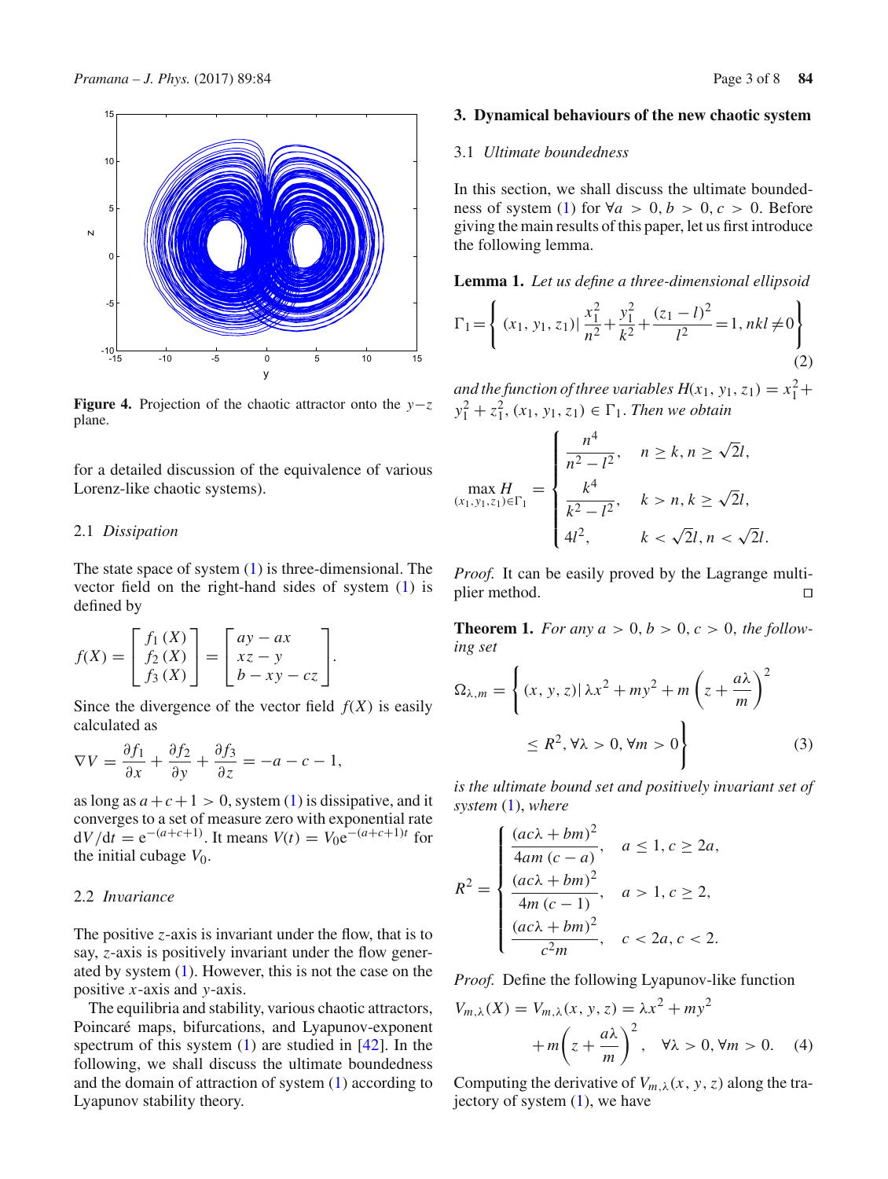**Figure 4.** Projection of the chaotic attractor onto the $y-z$ plane.

for a detailed discussion of the equivalence of various Lorenz-like chaotic systems).

### 2.1 *Dissipation*

The state space of system (1) is three-dimensional. The vector field on the right-hand sides of system (1) is defined by

$$f(X) = \begin{bmatrix} f_1(X) \\ f_2(X) \\ f_3(X) \end{bmatrix} = \begin{bmatrix} ay - ax \\ xz - y \\ b - xy - cz \end{bmatrix}.$$

Since the divergence of the vector field $f(X)$ is easily calculated as

$$\nabla V = \frac{\partial f_1}{\partial x} + \frac{\partial f_2}{\partial y} + \frac{\partial f_3}{\partial z} = -a - c - 1,$$

as long as $a+c+1 > 0$, system (1) is dissipative, and it converges to a set of measure zero with exponential rate $\mathrm{d}V/\mathrm{d}t = \mathrm{e}^{-(a+c+1)}$. It means $V(t) = V_0 \mathrm{e}^{-(a+c+1)t}$ for the initial cubage $V_0$.

### 2.2 *Invariance*

The positive $z$-axis is invariant under the flow, that is to say, $z$-axis is positively invariant under the flow generated by system (1). However, this is not the case on the positive $x$-axis and $y$-axis.

The equilibria and stability, various chaotic attractors, Poincaré maps, bifurcations, and Lyapunov-exponent spectrum of this system (1) are studied in [42]. In the following, we shall discuss the ultimate boundedness and the domain of attraction of system (1) according to Lyapunov stability theory.

## 3. Dynamical behaviours of the new chaotic system

### 3.1 *Ultimate boundedness*

In this section, we shall discuss the ultimate boundedness of system (1) for $\forall a > 0, b > 0, c > 0$. Before giving the main results of this paper, let us first introduce the following lemma.

**Lemma 1.** *Let us define a three-dimensional ellipsoid*

$$\Gamma_1 = \left\{ (x_1, y_1, z_1) \middle| \frac{x_1^2}{n^2} + \frac{y_1^2}{k^2} + \frac{(z_1 - l)^2}{l^2} = 1, nkl \neq 0 \right\} \tag{2}$$

*and the function of three variables* $H(x_1, y_1, z_1) = x_1^2 + y_1^2 + z_1^2$, $(x_1, y_1, z_1) \in \Gamma_1$. *Then we obtain*

$$\max_{(x_1,y_1,z_1)\in\Gamma_1} H = \begin{cases} \dfrac{n^4}{n^2 - l^2}, & n \geq k, n \geq \sqrt{2}l, \\ \dfrac{k^4}{k^2 - l^2}, & k > n, k \geq \sqrt{2}l, \\ 4l^2, & k < \sqrt{2}l, n < \sqrt{2}l. \end{cases}$$

*Proof.* It can be easily proved by the Lagrange multiplier method. □

**Theorem 1.** *For any $a > 0, b > 0, c > 0$, the following set*

$$\Omega_{\lambda,m} = \left\{ (x, y, z) \middle| \lambda x^2 + my^2 + m\left(z + \frac{a\lambda}{m}\right)^2 \leq R^2, \forall \lambda > 0, \forall m > 0 \right\} \tag{3}$$

*is the ultimate bound set and positively invariant set of system (1), where*

$$R^2 = \begin{cases} \dfrac{(ac\lambda + bm)^2}{4am(c-a)}, & a \leq 1, c \geq 2a, \\ \dfrac{(ac\lambda + bm)^2}{4m(c-1)}, & a > 1, c \geq 2, \\ \dfrac{(ac\lambda + bm)^2}{c^2 m}, & c < 2a, c < 2. \end{cases}$$

*Proof.* Define the following Lyapunov-like function

$$V_{m,\lambda}(X) = V_{m,\lambda}(x, y, z) = \lambda x^2 + my^2 + m\left(z + \frac{a\lambda}{m}\right)^2, \quad \forall \lambda > 0, \forall m > 0. \tag{4}$$

Computing the derivative of $V_{m,\lambda}(x, y, z)$ along the trajectory of system (1), we have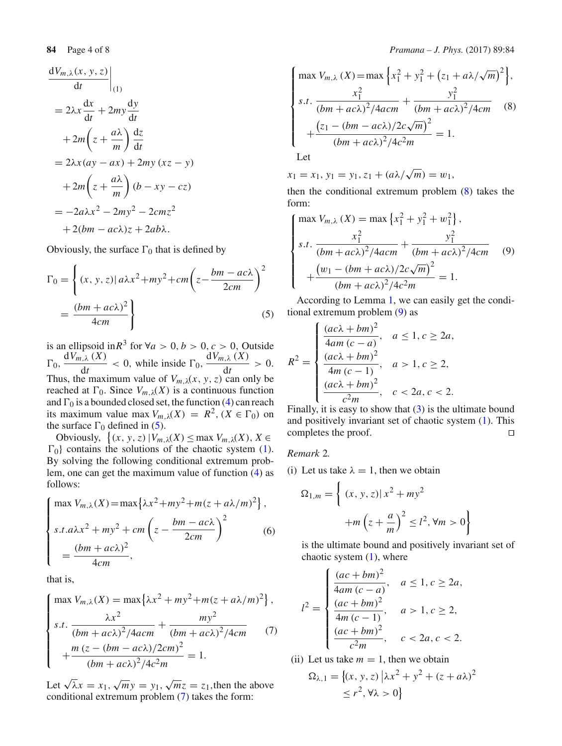$$
\begin{aligned}
&\left.\frac{\mathrm{d}V_{m,\lambda}(x,y,z)}{\mathrm{d}t}\right|_{(1)} \\
&= 2\lambda x\frac{\mathrm{d}x}{\mathrm{d}t} + 2my\frac{\mathrm{d}y}{\mathrm{d}t} \\
&\quad + 2m\left(z+\frac{a\lambda}{m}\right)\frac{\mathrm{d}z}{\mathrm{d}t} \\
&= 2\lambda x(ay-ax) + 2my\,(xz-y) \\
&\quad + 2m\left(z+\frac{a\lambda}{m}\right)(b-xy-cz) \\
&= -2a\lambda x^2 - 2my^2 - 2cmz^2 \\
&\quad + 2(bm-ac\lambda)z + 2ab\lambda.
\end{aligned}
$$

Obviously, the surface $\Gamma_0$ that is defined by

$$
\Gamma_0 = \left\{ (x,y,z)\,|\,a\lambda x^2+my^2+cm\left(z-\frac{bm-ac\lambda}{2cm}\right)^2 = \frac{(bm+ac\lambda)^2}{4cm} \right\} \tag{5}
$$

is an ellipsoid in $R^3$ for $\forall a>0, b>0, c>0$, Outside $\Gamma_0$, $\frac{\mathrm{d}V_{m,\lambda}(X)}{\mathrm{d}t}<0$, while inside $\Gamma_0$, $\frac{\mathrm{d}V_{m,\lambda}(X)}{\mathrm{d}t}>0$. Thus, the maximum value of $V_{m,\lambda}(x,y,z)$ can only be reached at $\Gamma_0$. Since $V_{m,\lambda}(X)$ is a continuous function and $\Gamma_0$ is a bounded closed set, the function (4) can reach its maximum value $\max V_{m,\lambda}(X) = R^2, (X\in\Gamma_0)$ on the surface $\Gamma_0$ defined in (5).

Obviously, $\{(x,y,z)\,|V_{m,\lambda}(X) \le \max V_{m,\lambda}(X), X\in\Gamma_0\}$ contains the solutions of the chaotic system (1). By solving the following conditional extremum problem, one can get the maximum value of function (4) as follows:

$$
\begin{cases}
\max V_{m,\lambda}(X) = \max\{\lambda x^2+my^2+m(z+a\lambda/m)^2\}, \\
s.t.\, a\lambda x^2+my^2+cm\left(z-\dfrac{bm-ac\lambda}{2cm}\right)^2 \\
\quad = \dfrac{(bm+ac\lambda)^2}{4cm},
\end{cases} \tag{6}
$$

that is,

$$
\begin{cases}
\max V_{m,\lambda}(X) = \max\{\lambda x^2+my^2+m(z+a\lambda/m)^2\}, \\
s.t.\ \dfrac{\lambda x^2}{(bm+ac\lambda)^2/4acm} + \dfrac{my^2}{(bm+ac\lambda)^2/4cm} \\
\quad + \dfrac{m\,(z-(bm-ac\lambda)/2cm)^2}{(bm+ac\lambda)^2/4c^2m} = 1.
\end{cases} \tag{7}
$$

Let $\sqrt{\lambda}x = x_1$, $\sqrt{m}y = y_1$, $\sqrt{m}z = z_1$, then the above conditional extremum problem (7) takes the form:

$$
\begin{cases}
\max V_{m,\lambda}(X) = \max\left\{x_1^2+y_1^2+\left(z_1+a\lambda/\sqrt{m}\right)^2\right\}, \\
s.t.\ \dfrac{x_1^2}{(bm+ac\lambda)^2/4acm} + \dfrac{y_1^2}{(bm+ac\lambda)^2/4cm} \\
\quad + \dfrac{\left(z_1-(bm-ac\lambda)/2c\sqrt{m}\right)^2}{(bm+ac\lambda)^2/4c^2m} = 1.
\end{cases} \tag{8}
$$

Let

$x_1 = x_1$, $y_1 = y_1$, $z_1 + (a\lambda/\sqrt{m}) = w_1$,

then the conditional extremum problem (8) takes the form:

$$
\begin{cases}
\max V_{m,\lambda}(X) = \max\left\{x_1^2+y_1^2+w_1^2\right\}, \\
s.t.\ \dfrac{x_1^2}{(bm+ac\lambda)^2/4acm} + \dfrac{y_1^2}{(bm+ac\lambda)^2/4cm} \\
\quad + \dfrac{\left(w_1-(bm+ac\lambda)/2c\sqrt{m}\right)^2}{(bm+ac\lambda)^2/4c^2m} = 1.
\end{cases} \tag{9}
$$

According to Lemma 1, we can easily get the conditional extremum problem (9) as

$$
R^2 = \begin{cases}
\dfrac{(ac\lambda+bm)^2}{4am\,(c-a)}, & a\le 1, c\ge 2a, \\
\dfrac{(ac\lambda+bm)^2}{4m\,(c-1)}, & a>1, c\ge 2, \\
\dfrac{(ac\lambda+bm)^2}{c^2m}, & c<2a, c<2.
\end{cases}
$$

Finally, it is easy to show that (3) is the ultimate bound and positively invariant set of chaotic system (1). This completes the proof. □

*Remark* 2.

(i) Let us take $\lambda = 1$, then we obtain

$$
\Omega_{1,m} = \left\{ (x,y,z)\,|\,x^2+my^2 + m\left(z+\frac{a}{m}\right)^2 \le l^2, \forall m>0 \right\}
$$

is the ultimate bound and positively invariant set of chaotic system (1), where

$$
l^2 = \begin{cases}
\dfrac{(ac+bm)^2}{4am\,(c-a)}, & a\le 1, c\ge 2a, \\
\dfrac{(ac+bm)^2}{4m\,(c-1)}, & a>1, c\ge 2, \\
\dfrac{(ac+bm)^2}{c^2m}, & c<2a, c<2.
\end{cases}
$$

(ii) Let us take $m = 1$, then we obtain

$$
\Omega_{\lambda,1} = \left\{(x,y,z)\,\middle|\,\lambda x^2+y^2+(z+a\lambda)^2 \le r^2, \forall\lambda>0\right\}
$$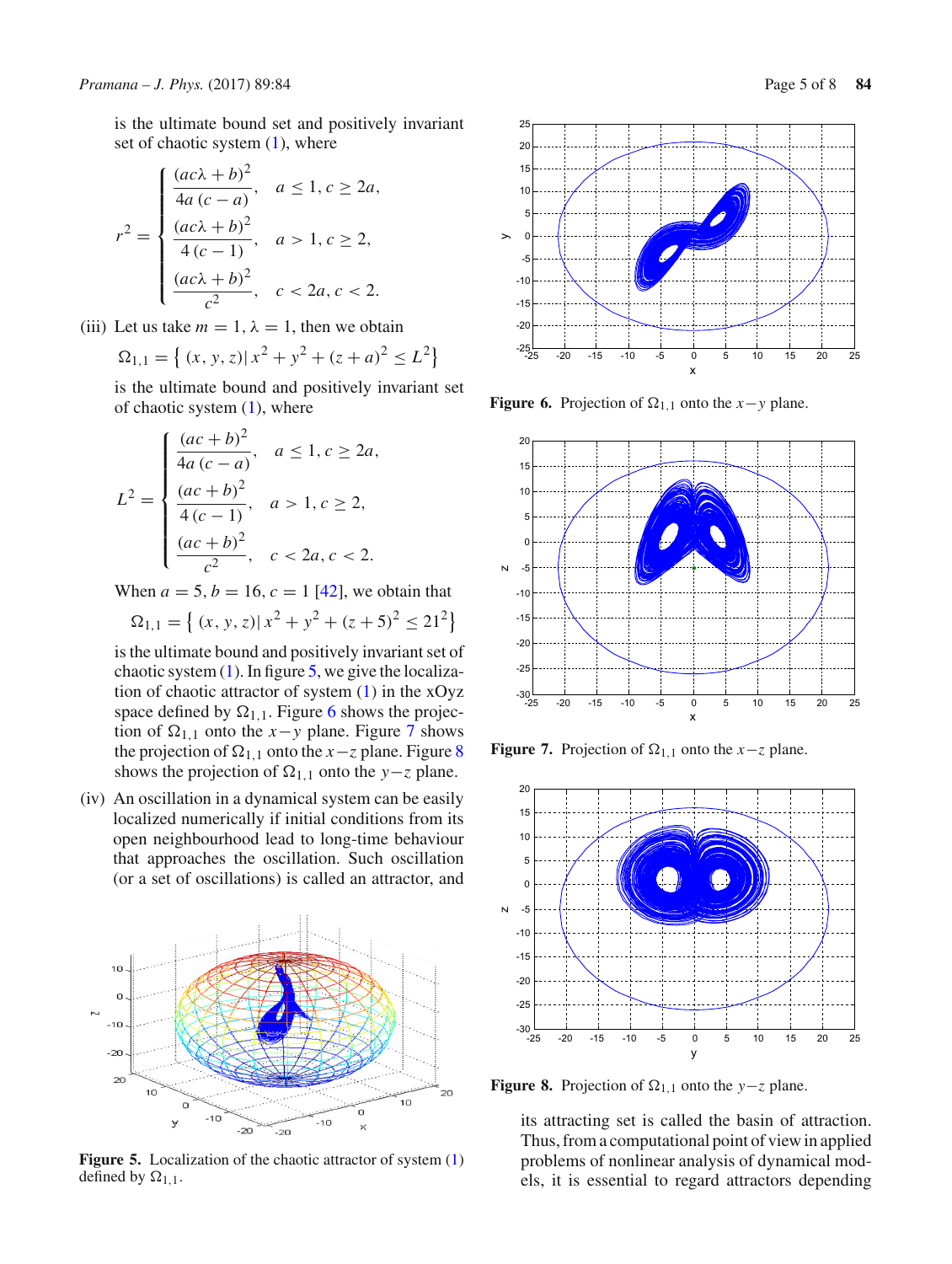is the ultimate bound set and positively invariant set of chaotic system (1), where

$$r^2 = \begin{cases} \dfrac{(ac\lambda + b)^2}{4a\,(c-a)}, & a \le 1, c \ge 2a, \\ \dfrac{(ac\lambda + b)^2}{4\,(c-1)}, & a > 1, c \ge 2, \\ \dfrac{(ac\lambda + b)^2}{c^2}, & c < 2a, c < 2. \end{cases}$$

(iii) Let us take $m = 1$, $\lambda = 1$, then we obtain

$$\Omega_{1,1} = \left\{ (x, y, z) | \, x^2 + y^2 + (z+a)^2 \le L^2 \right\}$$

is the ultimate bound and positively invariant set of chaotic system (1), where

$$L^2 = \begin{cases} \dfrac{(ac + b)^2}{4a\,(c-a)}, & a \le 1, c \ge 2a, \\ \dfrac{(ac + b)^2}{4\,(c-1)}, & a > 1, c \ge 2, \\ \dfrac{(ac + b)^2}{c^2}, & c < 2a, c < 2. \end{cases}$$

When $a = 5$, $b = 16$, $c = 1$ [42], we obtain that

$$\Omega_{1,1} = \left\{ (x, y, z) | \, x^2 + y^2 + (z+5)^2 \le 21^2 \right\}$$

is the ultimate bound and positively invariant set of chaotic system (1). In figure 5, we give the localization of chaotic attractor of system (1) in the xOyz space defined by $\Omega_{1,1}$. Figure 6 shows the projection of $\Omega_{1,1}$ onto the $x-y$ plane. Figure 7 shows the projection of $\Omega_{1,1}$ onto the $x-z$ plane. Figure 8 shows the projection of $\Omega_{1,1}$ onto the $y-z$ plane.

(iv) An oscillation in a dynamical system can be easily localized numerically if initial conditions from its open neighbourhood lead to long-time behaviour that approaches the oscillation. Such oscillation (or a set of oscillations) is called an attractor, and its attracting set is called the basin of attraction. Thus, from a computational point of view in applied problems of nonlinear analysis of dynamical models, it is essential to regard attractors depending

**Figure 5.** Localization of the chaotic attractor of system (1) defined by $\Omega_{1,1}$.

**Figure 6.** Projection of $\Omega_{1,1}$ onto the $x-y$ plane.

**Figure 7.** Projection of $\Omega_{1,1}$ onto the $x-z$ plane.

**Figure 8.** Projection of $\Omega_{1,1}$ onto the $y-z$ plane.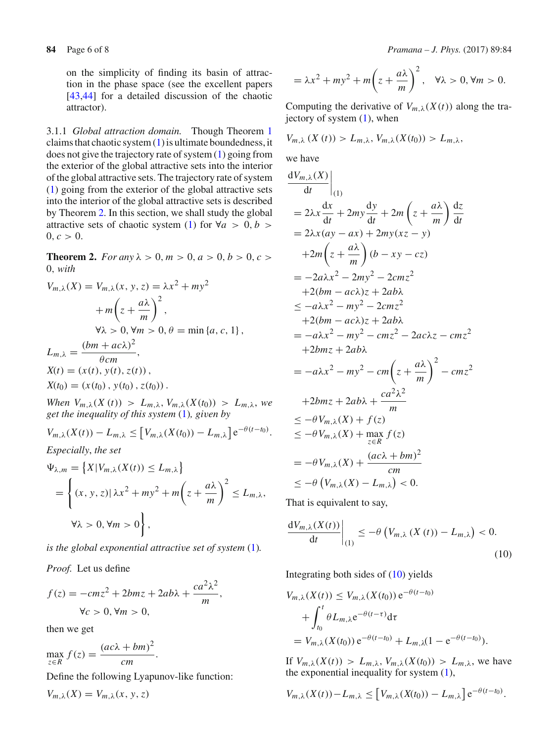on the simplicity of finding its basin of attraction in the phase space (see the excellent papers [43,44] for a detailed discussion of the chaotic attractor).

3.1.1 *Global attraction domain.* Though Theorem 1 claims that chaotic system (1) is ultimate boundedness, it does not give the trajectory rate of system (1) going from the exterior of the global attractive sets into the interior of the global attractive sets. The trajectory rate of system (1) going from the exterior of the global attractive sets into the interior of the global attractive sets is described by Theorem 2. In this section, we shall study the global attractive sets of chaotic system (1) for $\forall a > 0, b > 0, c > 0$.

**Theorem 2.** *For any* $\lambda > 0, m > 0, a > 0, b > 0, c > 0$, *with*

$$V_{m,\lambda}(X) = V_{m,\lambda}(x, y, z) = \lambda x^2 + my^2 + m\left(z + \frac{a\lambda}{m}\right)^2,$$
$$\forall \lambda > 0, \forall m > 0, \theta = \min\{a, c, 1\},$$
$$L_{m,\lambda} = \frac{(bm + ac\lambda)^2}{\theta cm},$$
$$X(t) = (x(t), y(t), z(t)),$$
$$X(t_0) = (x(t_0), y(t_0), z(t_0)).$$

*When* $V_{m,\lambda}(X(t)) > L_{m,\lambda}$, $V_{m,\lambda}(X(t_0)) > L_{m,\lambda}$, *we get the inequality of this system* (1), *given by*

$$V_{m,\lambda}(X(t)) - L_{m,\lambda} \le \left[V_{m,\lambda}(X(t_0)) - L_{m,\lambda}\right] e^{-\theta(t-t_0)}.$$

*Especially, the set*

$$\Psi_{\lambda,m} = \left\{X \mid V_{m,\lambda}(X(t)) \le L_{m,\lambda}\right\}$$
$$= \left\{(x, y, z) \mid \lambda x^2 + my^2 + m\left(z + \frac{a\lambda}{m}\right)^2 \le L_{m,\lambda}, \ \forall \lambda > 0, \forall m > 0\right\},$$

*is the global exponential attractive set of system* (1).

*Proof.* Let us define

$$f(z) = -cmz^2 + 2bmz + 2ab\lambda + \frac{ca^2\lambda^2}{m}, \quad \forall c > 0, \forall m > 0,$$

then we get

$$\max_{z \in R} f(z) = \frac{(ac\lambda + bm)^2}{cm}.$$

Define the following Lyapunov-like function:

$$V_{m,\lambda}(X) = V_{m,\lambda}(x, y, z)$$
$$= \lambda x^2 + my^2 + m\left(z + \frac{a\lambda}{m}\right)^2, \quad \forall \lambda > 0, \forall m > 0.$$

Computing the derivative of $V_{m,\lambda}(X(t))$ along the trajectory of system (1), when

$$V_{m,\lambda}(X(t)) > L_{m,\lambda}, V_{m,\lambda}(X(t_0)) > L_{m,\lambda},$$

we have

$$\begin{aligned}
\left.\frac{dV_{m,\lambda}(X)}{dt}\right|_{(1)}
&= 2\lambda x \frac{dx}{dt} + 2my\frac{dy}{dt} + 2m\left(z + \frac{a\lambda}{m}\right)\frac{dz}{dt} \\
&= 2\lambda x(ay - ax) + 2my(xz - y) \\
&\quad + 2m\left(z + \frac{a\lambda}{m}\right)(b - xy - cz) \\
&= -2a\lambda x^2 - 2my^2 - 2cmz^2 \\
&\quad + 2(bm - ac\lambda)z + 2ab\lambda \\
&\le -a\lambda x^2 - my^2 - 2cmz^2 \\
&\quad + 2(bm - ac\lambda)z + 2ab\lambda \\
&= -a\lambda x^2 - my^2 - cmz^2 - 2ac\lambda z - cmz^2 \\
&\quad + 2bmz + 2ab\lambda \\
&= -a\lambda x^2 - my^2 - cm\left(z + \frac{a\lambda}{m}\right)^2 - cmz^2 \\
&\quad + 2bmz + 2ab\lambda + \frac{ca^2\lambda^2}{m} \\
&\le -\theta V_{m,\lambda}(X) + f(z) \\
&\le -\theta V_{m,\lambda}(X) + \max_{z \in R} f(z) \\
&= -\theta V_{m,\lambda}(X) + \frac{(ac\lambda + bm)^2}{cm} \\
&\le -\theta\left(V_{m,\lambda}(X) - L_{m,\lambda}\right) < 0.
\end{aligned}$$

That is equivalent to say,

$$\left.\frac{dV_{m,\lambda}(X(t))}{dt}\right|_{(1)} \le -\theta\left(V_{m,\lambda}(X(t)) - L_{m,\lambda}\right) < 0. \tag{10}$$

Integrating both sides of (10) yields

$$\begin{aligned}
V_{m,\lambda}(X(t)) &\le V_{m,\lambda}(X(t_0))\, e^{-\theta(t-t_0)} \\
&\quad + \int_{t_0}^{t} \theta L_{m,\lambda} e^{-\theta(t-\tau)} d\tau \\
&= V_{m,\lambda}(X(t_0))\, e^{-\theta(t-t_0)} + L_{m,\lambda}(1 - e^{-\theta(t-t_0)}).
\end{aligned}$$

If $V_{m,\lambda}(X(t)) > L_{m,\lambda}$, $V_{m,\lambda}(X(t_0)) > L_{m,\lambda}$, we have the exponential inequality for system (1),

$$V_{m,\lambda}(X(t)) - L_{m,\lambda} \le \left[V_{m,\lambda}(X(t_0)) - L_{m,\lambda}\right] e^{-\theta(t-t_0)}.$$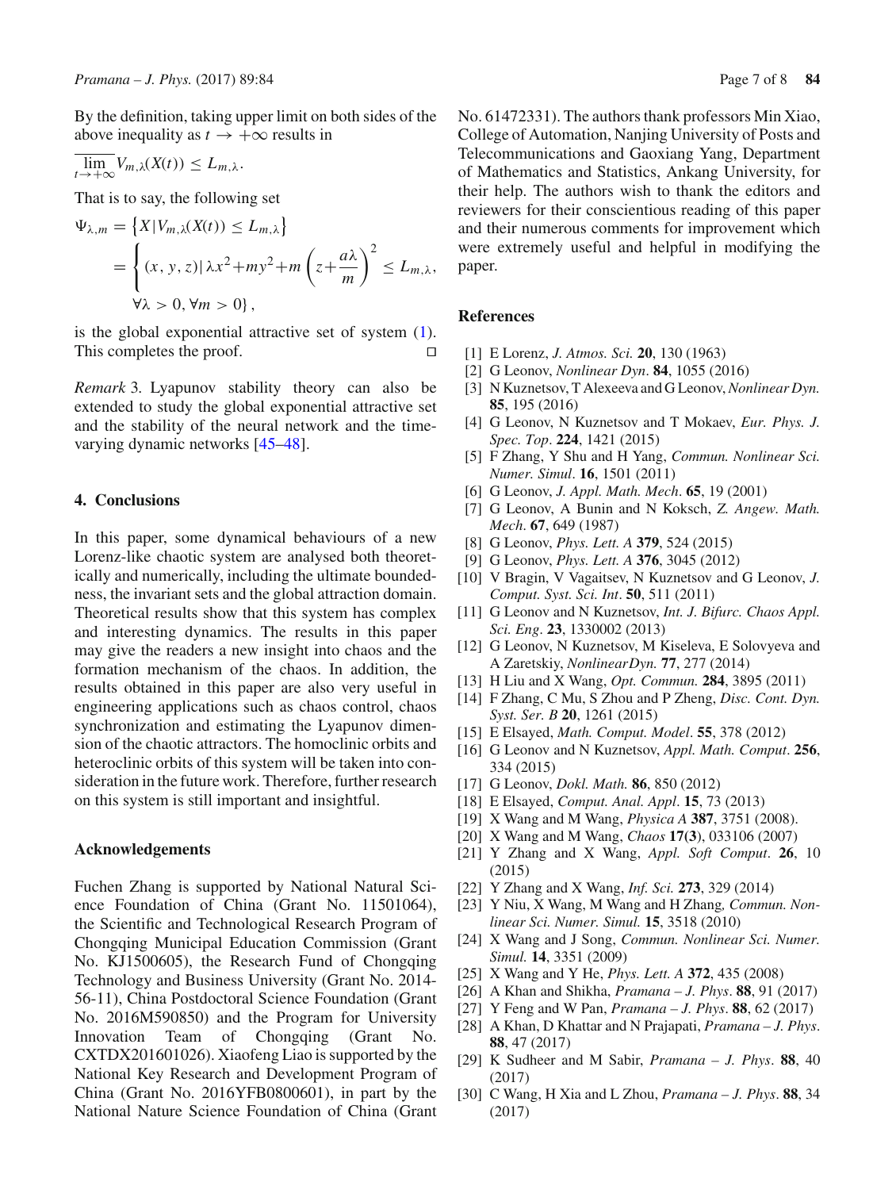By the definition, taking upper limit on both sides of the above inequality as $t \to +\infty$ results in

$$\overline{\lim_{t\to+\infty}} V_{m,\lambda}(X(t)) \leq L_{m,\lambda}.$$

That is to say, the following set

$$\begin{aligned}\Psi_{\lambda,m} &= \left\{X | V_{m,\lambda}(X(t)) \leq L_{m,\lambda}\right\} \\ &= \left\{(x, y, z) | \, \lambda x^2 + my^2 + m\left(z + \frac{a\lambda}{m}\right)^2 \leq L_{m,\lambda}, \right. \\ &\qquad \left. \forall\lambda > 0, \forall m > 0\right\},\end{aligned}$$

is the global exponential attractive set of system (1). This completes the proof. □

*Remark* 3. Lyapunov stability theory can also be extended to study the global exponential attractive set and the stability of the neural network and the time-varying dynamic networks [45–48].

## 4. Conclusions

In this paper, some dynamical behaviours of a new Lorenz-like chaotic system are analysed both theoretically and numerically, including the ultimate boundedness, the invariant sets and the global attraction domain. Theoretical results show that this system has complex and interesting dynamics. The results in this paper may give the readers a new insight into chaos and the formation mechanism of the chaos. In addition, the results obtained in this paper are also very useful in engineering applications such as chaos control, chaos synchronization and estimating the Lyapunov dimension of the chaotic attractors. The homoclinic orbits and heteroclinic orbits of this system will be taken into consideration in the future work. Therefore, further research on this system is still important and insightful.

## Acknowledgements

Fuchen Zhang is supported by National Natural Science Foundation of China (Grant No. 11501064), the Scientific and Technological Research Program of Chongqing Municipal Education Commission (Grant No. KJ1500605), the Research Fund of Chongqing Technology and Business University (Grant No. 2014-56-11), China Postdoctoral Science Foundation (Grant No. 2016M590850) and the Program for University Innovation Team of Chongqing (Grant No. CXTDX201601026). Xiaofeng Liao is supported by the National Key Research and Development Program of China (Grant No. 2016YFB0800601), in part by the National Nature Science Foundation of China (Grant No. 61472331). The authors thank professors Min Xiao, College of Automation, Nanjing University of Posts and Telecommunications and Gaoxiang Yang, Department of Mathematics and Statistics, Ankang University, for their help. The authors wish to thank the editors and reviewers for their conscientious reading of this paper and their numerous comments for improvement which were extremely useful and helpful in modifying the paper.

## References

[1] E Lorenz, *J. Atmos. Sci.* **20**, 130 (1963)
[2] G Leonov, *Nonlinear Dyn*. **84**, 1055 (2016)
[3] N Kuznetsov, T Alexeeva and G Leonov, *Nonlinear Dyn.* **85**, 195 (2016)
[4] G Leonov, N Kuznetsov and T Mokaev, *Eur. Phys. J. Spec. Top*. **224**, 1421 (2015)
[5] F Zhang, Y Shu and H Yang, *Commun. Nonlinear Sci. Numer. Simul*. **16**, 1501 (2011)
[6] G Leonov, *J. Appl. Math. Mech*. **65**, 19 (2001)
[7] G Leonov, A Bunin and N Koksch, *Z. Angew. Math. Mech*. **67**, 649 (1987)
[8] G Leonov, *Phys. Lett. A* **379**, 524 (2015)
[9] G Leonov, *Phys. Lett. A* **376**, 3045 (2012)
[10] V Bragin, V Vagaitsev, N Kuznetsov and G Leonov, *J. Comput. Syst. Sci. Int*. **50**, 511 (2011)
[11] G Leonov and N Kuznetsov, *Int. J. Bifurc. Chaos Appl. Sci. Eng*. **23**, 1330002 (2013)
[12] G Leonov, N Kuznetsov, M Kiseleva, E Solovyeva and A Zaretskiy, *NonlinearDyn.* **77**, 277 (2014)
[13] H Liu and X Wang, *Opt. Commun.* **284**, 3895 (2011)
[14] F Zhang, C Mu, S Zhou and P Zheng, *Disc. Cont. Dyn. Syst. Ser. B* **20**, 1261 (2015)
[15] E Elsayed, *Math. Comput. Model*. **55**, 378 (2012)
[16] G Leonov and N Kuznetsov, *Appl. Math. Comput*. **256**, 334 (2015)
[17] G Leonov, *Dokl. Math.* **86**, 850 (2012)
[18] E Elsayed, *Comput. Anal. Appl*. **15**, 73 (2013)
[19] X Wang and M Wang, *Physica A* **387**, 3751 (2008).
[20] X Wang and M Wang, *Chaos* **17(3)**, 033106 (2007)
[21] Y Zhang and X Wang, *Appl. Soft Comput*. **26**, 10 (2015)
[22] Y Zhang and X Wang, *Inf. Sci.* **273**, 329 (2014)
[23] Y Niu, X Wang, M Wang and H Zhang, *Commun. Nonlinear Sci. Numer. Simul.* **15**, 3518 (2010)
[24] X Wang and J Song, *Commun. Nonlinear Sci. Numer. Simul.* **14**, 3351 (2009)
[25] X Wang and Y He, *Phys. Lett. A* **372**, 435 (2008)
[26] A Khan and Shikha, *Pramana – J. Phys*. **88**, 91 (2017)
[27] Y Feng and W Pan, *Pramana – J. Phys*. **88**, 62 (2017)
[28] A Khan, D Khattar and N Prajapati, *Pramana – J. Phys*. **88**, 47 (2017)
[29] K Sudheer and M Sabir, *Pramana – J. Phys*. **88**, 40 (2017)
[30] C Wang, H Xia and L Zhou, *Pramana – J. Phys*. **88**, 34 (2017)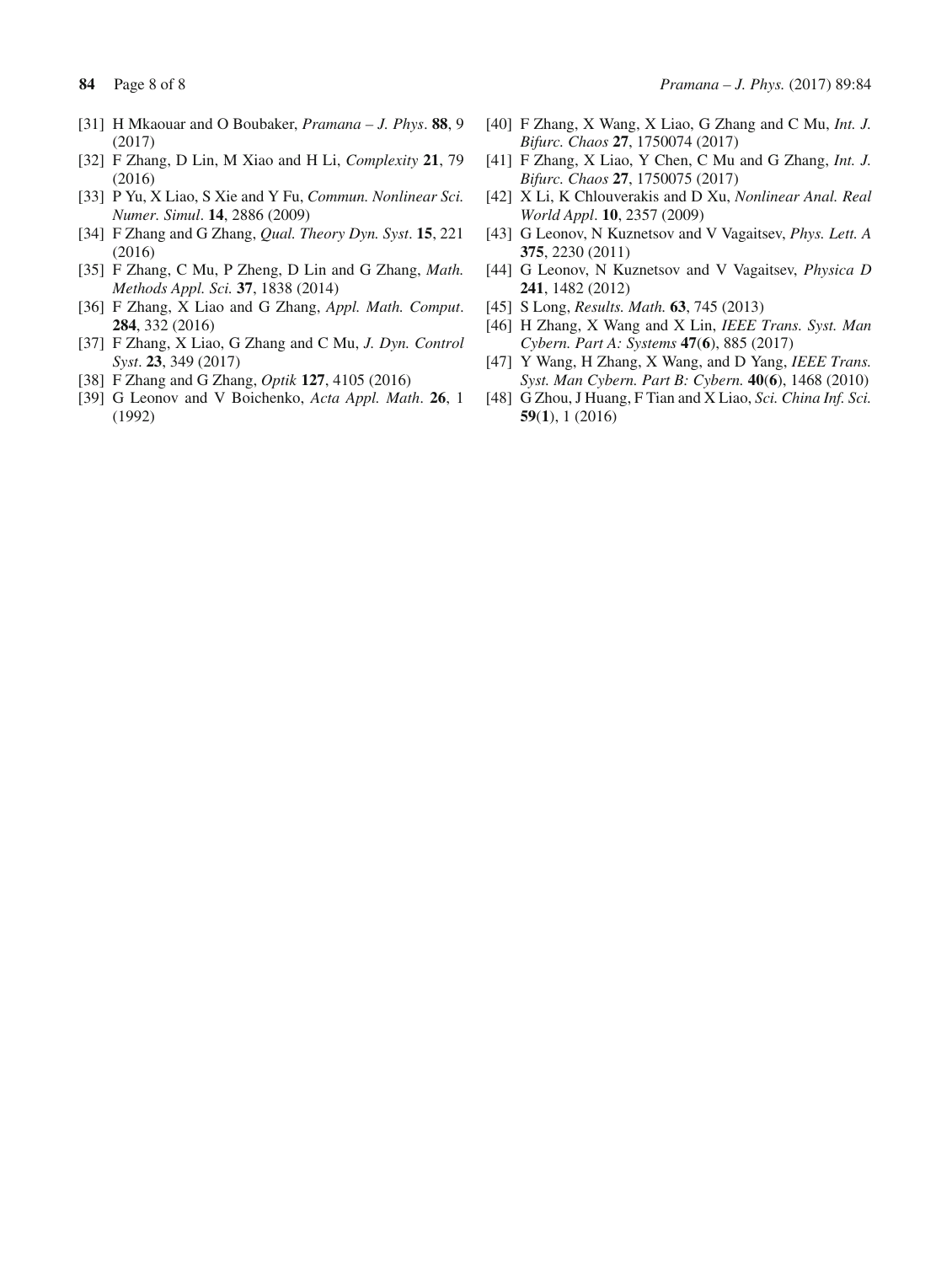[31] H Mkaouar and O Boubaker, *Pramana – J. Phys*. **88**, 9 (2017)

[32] F Zhang, D Lin, M Xiao and H Li, *Complexity* **21**, 79 (2016)

[33] P Yu, X Liao, S Xie and Y Fu, *Commun. Nonlinear Sci. Numer. Simul*. **14**, 2886 (2009)

[34] F Zhang and G Zhang, *Qual. Theory Dyn. Syst*. **15**, 221 (2016)

[35] F Zhang, C Mu, P Zheng, D Lin and G Zhang, *Math. Methods Appl. Sci.* **37**, 1838 (2014)

[36] F Zhang, X Liao and G Zhang, *Appl. Math. Comput*. **284**, 332 (2016)

[37] F Zhang, X Liao, G Zhang and C Mu, *J. Dyn. Control Syst*. **23**, 349 (2017)

[38] F Zhang and G Zhang, *Optik* **127**, 4105 (2016)

[39] G Leonov and V Boichenko, *Acta Appl. Math*. **26**, 1 (1992)

[40] F Zhang, X Wang, X Liao, G Zhang and C Mu, *Int. J. Bifurc. Chaos* **27**, 1750074 (2017)

[41] F Zhang, X Liao, Y Chen, C Mu and G Zhang, *Int. J. Bifurc. Chaos* **27**, 1750075 (2017)

[42] X Li, K Chlouverakis and D Xu, *Nonlinear Anal. Real World Appl*. **10**, 2357 (2009)

[43] G Leonov, N Kuznetsov and V Vagaitsev, *Phys. Lett. A* **375**, 2230 (2011)

[44] G Leonov, N Kuznetsov and V Vagaitsev, *Physica D* **241**, 1482 (2012)

[45] S Long, *Results. Math.* **63**, 745 (2013)

[46] H Zhang, X Wang and X Lin, *IEEE Trans. Syst. Man Cybern. Part A: Systems* **47**(**6**), 885 (2017)

[47] Y Wang, H Zhang, X Wang, and D Yang, *IEEE Trans. Syst. Man Cybern. Part B: Cybern.* **40**(**6**), 1468 (2010)

[48] G Zhou, J Huang, F Tian and X Liao, *Sci. China Inf. Sci.* **59**(**1**), 1 (2016)